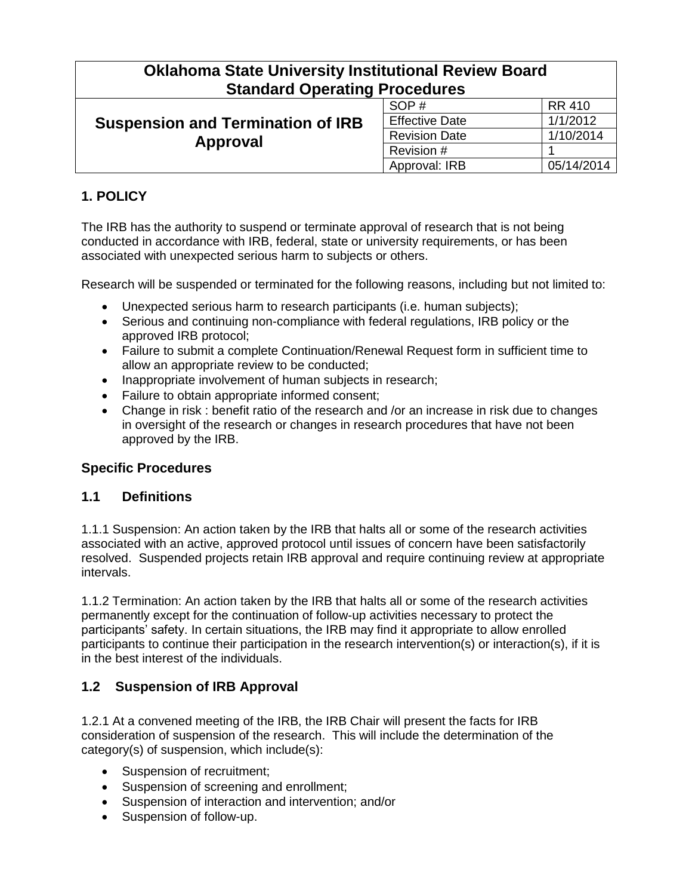| Oklahoma State University Institutional Review Board Standard Operating Procedures | | |
|---|---|---|
| **Suspension and Termination of IRB Approval** | SOP # | RR 410 |
| | Effective Date | 1/1/2012 |
| | Revision Date | 1/10/2014 |
| | Revision # | 1 |
| | Approval: IRB | 05/14/2014 |

## 1. POLICY

The IRB has the authority to suspend or terminate approval of research that is not being conducted in accordance with IRB, federal, state or university requirements, or has been associated with unexpected serious harm to subjects or others.

Research will be suspended or terminated for the following reasons, including but not limited to:

- Unexpected serious harm to research participants (i.e. human subjects);
- Serious and continuing non-compliance with federal regulations, IRB policy or the approved IRB protocol;
- Failure to submit a complete Continuation/Renewal Request form in sufficient time to allow an appropriate review to be conducted;
- Inappropriate involvement of human subjects in research;
- Failure to obtain appropriate informed consent;
- Change in risk : benefit ratio of the research and /or an increase in risk due to changes in oversight of the research or changes in research procedures that have not been approved by the IRB.

## Specific Procedures

### 1.1 Definitions

1.1.1 Suspension: An action taken by the IRB that halts all or some of the research activities associated with an active, approved protocol until issues of concern have been satisfactorily resolved. Suspended projects retain IRB approval and require continuing review at appropriate intervals.

1.1.2 Termination: An action taken by the IRB that halts all or some of the research activities permanently except for the continuation of follow-up activities necessary to protect the participants' safety. In certain situations, the IRB may find it appropriate to allow enrolled participants to continue their participation in the research intervention(s) or interaction(s), if it is in the best interest of the individuals.

### 1.2 Suspension of IRB Approval

1.2.1 At a convened meeting of the IRB, the IRB Chair will present the facts for IRB consideration of suspension of the research. This will include the determination of the category(s) of suspension, which include(s):

- Suspension of recruitment;
- Suspension of screening and enrollment;
- Suspension of interaction and intervention; and/or
- Suspension of follow-up.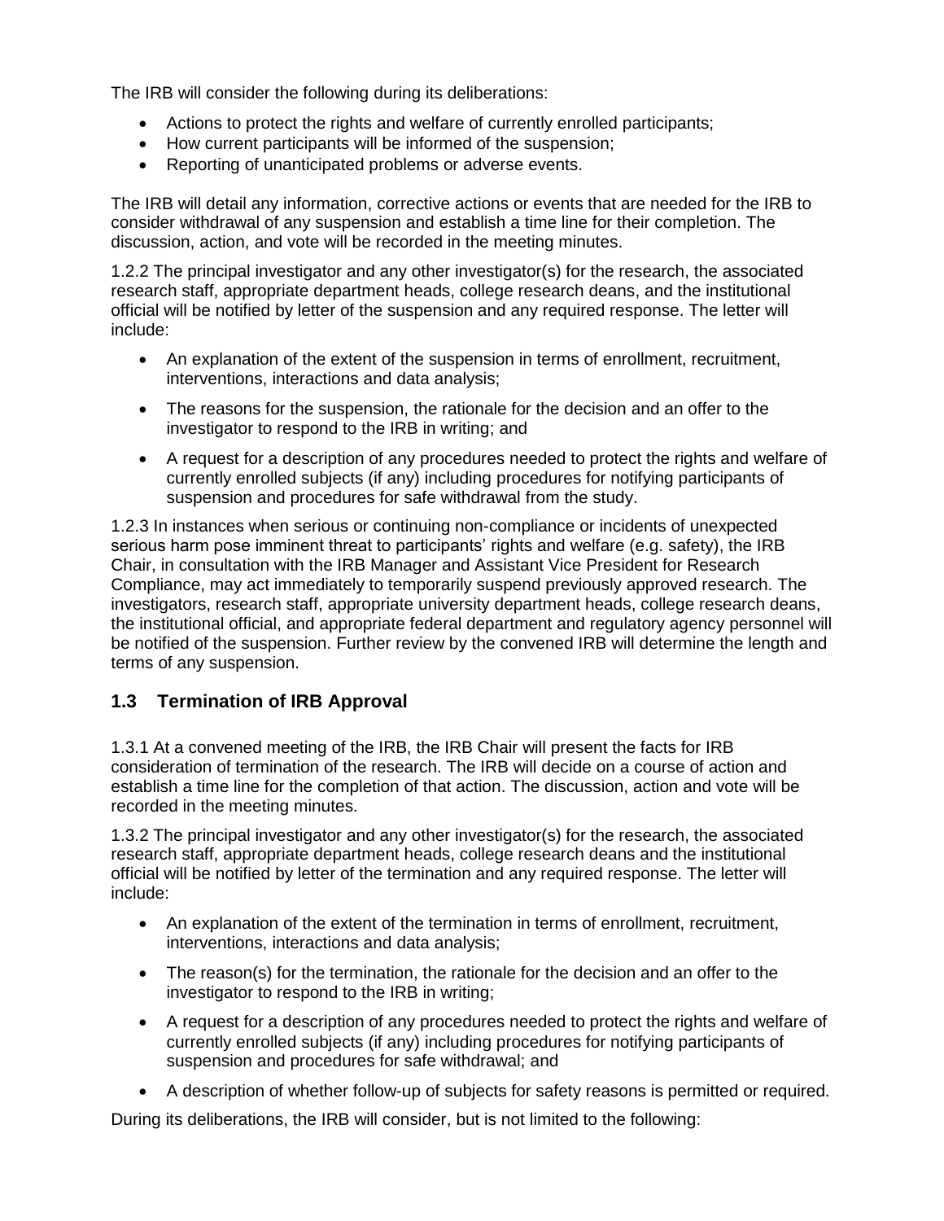The IRB will consider the following during its deliberations:

- Actions to protect the rights and welfare of currently enrolled participants;
- How current participants will be informed of the suspension;
- Reporting of unanticipated problems or adverse events.

The IRB will detail any information, corrective actions or events that are needed for the IRB to consider withdrawal of any suspension and establish a time line for their completion. The discussion, action, and vote will be recorded in the meeting minutes.

1.2.2 The principal investigator and any other investigator(s) for the research, the associated research staff, appropriate department heads, college research deans, and the institutional official will be notified by letter of the suspension and any required response. The letter will include:

- An explanation of the extent of the suspension in terms of enrollment, recruitment, interventions, interactions and data analysis;
- The reasons for the suspension, the rationale for the decision and an offer to the investigator to respond to the IRB in writing; and
- A request for a description of any procedures needed to protect the rights and welfare of currently enrolled subjects (if any) including procedures for notifying participants of suspension and procedures for safe withdrawal from the study.

1.2.3 In instances when serious or continuing non-compliance or incidents of unexpected serious harm pose imminent threat to participants' rights and welfare (e.g. safety), the IRB Chair, in consultation with the IRB Manager and Assistant Vice President for Research Compliance, may act immediately to temporarily suspend previously approved research. The investigators, research staff, appropriate university department heads, college research deans, the institutional official, and appropriate federal department and regulatory agency personnel will be notified of the suspension. Further review by the convened IRB will determine the length and terms of any suspension.

## 1.3 Termination of IRB Approval

1.3.1 At a convened meeting of the IRB, the IRB Chair will present the facts for IRB consideration of termination of the research. The IRB will decide on a course of action and establish a time line for the completion of that action. The discussion, action and vote will be recorded in the meeting minutes.

1.3.2 The principal investigator and any other investigator(s) for the research, the associated research staff, appropriate department heads, college research deans and the institutional official will be notified by letter of the termination and any required response. The letter will include:

- An explanation of the extent of the termination in terms of enrollment, recruitment, interventions, interactions and data analysis;
- The reason(s) for the termination, the rationale for the decision and an offer to the investigator to respond to the IRB in writing;
- A request for a description of any procedures needed to protect the rights and welfare of currently enrolled subjects (if any) including procedures for notifying participants of suspension and procedures for safe withdrawal; and
- A description of whether follow-up of subjects for safety reasons is permitted or required.

During its deliberations, the IRB will consider, but is not limited to the following: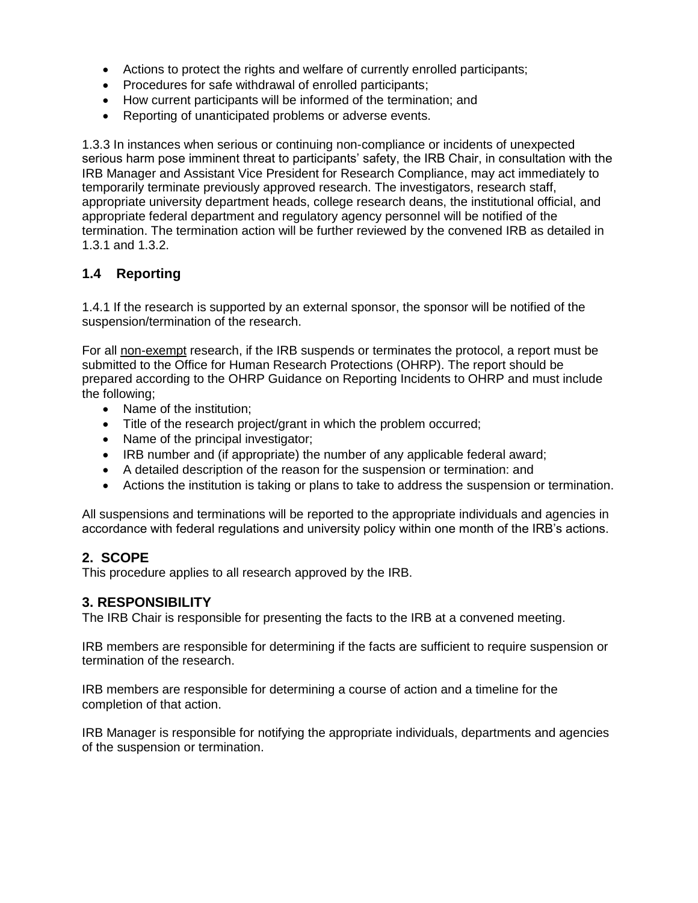- Actions to protect the rights and welfare of currently enrolled participants;
- Procedures for safe withdrawal of enrolled participants;
- How current participants will be informed of the termination; and
- Reporting of unanticipated problems or adverse events.

1.3.3 In instances when serious or continuing non-compliance or incidents of unexpected serious harm pose imminent threat to participants' safety, the IRB Chair, in consultation with the IRB Manager and Assistant Vice President for Research Compliance, may act immediately to temporarily terminate previously approved research. The investigators, research staff, appropriate university department heads, college research deans, the institutional official, and appropriate federal department and regulatory agency personnel will be notified of the termination. The termination action will be further reviewed by the convened IRB as detailed in 1.3.1 and 1.3.2.

### 1.4 Reporting

1.4.1 If the research is supported by an external sponsor, the sponsor will be notified of the suspension/termination of the research.

For all non-exempt research, if the IRB suspends or terminates the protocol, a report must be submitted to the Office for Human Research Protections (OHRP). The report should be prepared according to the OHRP Guidance on Reporting Incidents to OHRP and must include the following;

- Name of the institution;
- Title of the research project/grant in which the problem occurred;
- Name of the principal investigator;
- IRB number and (if appropriate) the number of any applicable federal award;
- A detailed description of the reason for the suspension or termination: and
- Actions the institution is taking or plans to take to address the suspension or termination.

All suspensions and terminations will be reported to the appropriate individuals and agencies in accordance with federal regulations and university policy within one month of the IRB's actions.

## 2. SCOPE

This procedure applies to all research approved by the IRB.

## 3. RESPONSIBILITY

The IRB Chair is responsible for presenting the facts to the IRB at a convened meeting.

IRB members are responsible for determining if the facts are sufficient to require suspension or termination of the research.

IRB members are responsible for determining a course of action and a timeline for the completion of that action.

IRB Manager is responsible for notifying the appropriate individuals, departments and agencies of the suspension or termination.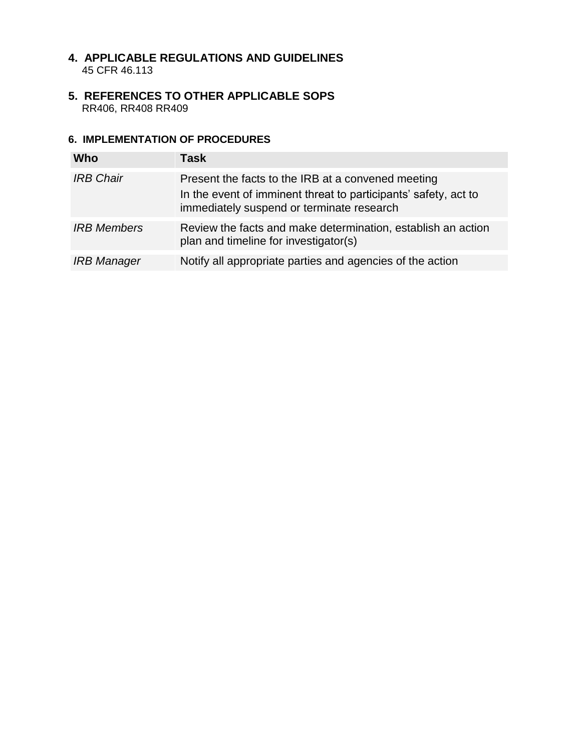## 4. APPLICABLE REGULATIONS AND GUIDELINES

45 CFR 46.113

## 5. REFERENCES TO OTHER APPLICABLE SOPS

RR406, RR408 RR409

### 6. IMPLEMENTATION OF PROCEDURES

| Who | Task |
|---|---|
| *IRB Chair* | Present the facts to the IRB at a convened meeting<br>In the event of imminent threat to participants' safety, act to immediately suspend or terminate research |
| *IRB Members* | Review the facts and make determination, establish an action plan and timeline for investigator(s) |
| *IRB Manager* | Notify all appropriate parties and agencies of the action |